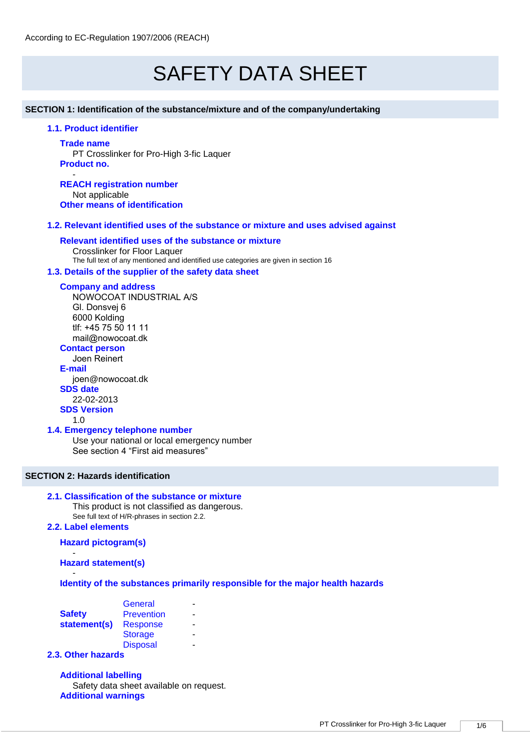According to EC-Regulation 1907/2006 (REACH)

# SAFETY DATA SHEET

## SECTION 1: Identification of the substance/mixture and of the company/undertaking

### 1.1. Product identifier

**Trade name**
PT Crosslinker for Pro-High 3-fic Laquer

**Product no.**
-

**REACH registration number**
Not applicable

**Other means of identification**

### 1.2. Relevant identified uses of the substance or mixture and uses advised against

**Relevant identified uses of the substance or mixture**
Crosslinker for Floor Laquer
The full text of any mentioned and identified use categories are given in section 16

### 1.3. Details of the supplier of the safety data sheet

**Company and address**
NOWOCOAT INDUSTRIAL A/S
Gl. Donsvej 6
6000 Kolding
tlf: +45 75 50 11 11
mail@nowocoat.dk

**Contact person**
Joen Reinert

**E-mail**
joen@nowocoat.dk

**SDS date**
22-02-2013

**SDS Version**
1.0

### 1.4. Emergency telephone number

Use your national or local emergency number
See section 4 "First aid measures"

## SECTION 2: Hazards identification

### 2.1. Classification of the substance or mixture

This product is not classified as dangerous.
See full text of H/R-phrases in section 2.2.

### 2.2. Label elements

**Hazard pictogram(s)**
-

**Hazard statement(s)**
-

**Identity of the substances primarily responsible for the major health hazards**

| Safety statement(s) | | |
|---|---|---|
| | General | - |
| | Prevention | - |
| | Response | - |
| | Storage | - |
| | Disposal | - |

### 2.3. Other hazards

**Additional labelling**
Safety data sheet available on request.

**Additional warnings**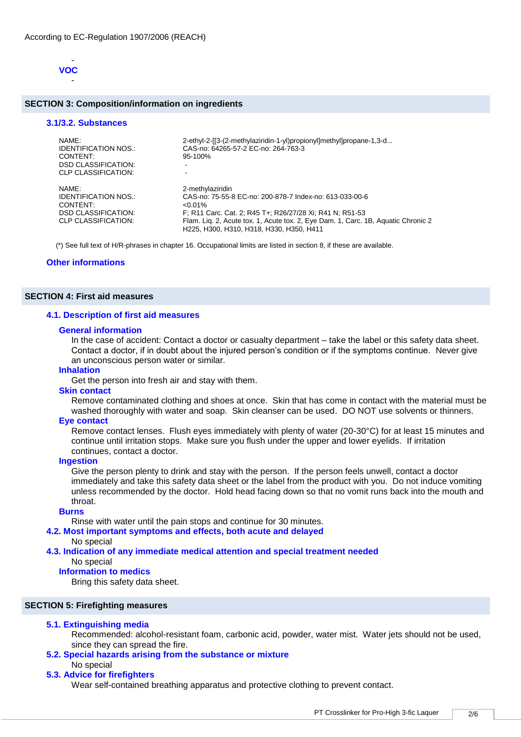According to EC-Regulation 1907/2006 (REACH)

-
**VOC**
-

## SECTION 3: Composition/information on ingredients

### 3.1/3.2. Substances

| | |
|---|---|
| NAME: | 2-ethyl-2-[[3-(2-methylaziridin-1-yl)propionyl]methyl]propane-1,3-d... |
| IDENTIFICATION NOS.: | CAS-no: 64265-57-2 EC-no: 264-763-3 |
| CONTENT: | 95-100% |
| DSD CLASSIFICATION: | - |
| CLP CLASSIFICATION: | - |

| | |
|---|---|
| NAME: | 2-methylaziridin |
| IDENTIFICATION NOS.: | CAS-no: 75-55-8 EC-no: 200-878-7 Index-no: 613-033-00-6 |
| CONTENT: | <0.01% |
| DSD CLASSIFICATION: | F; R11 Carc. Cat. 2; R45 T+; R26/27/28 Xi; R41 N; R51-53 |
| CLP CLASSIFICATION: | Flam. Liq. 2, Acute tox. 1, Acute tox. 2, Eye Dam. 1, Carc. 1B, Aquatic Chronic 2 H225, H300, H310, H318, H330, H350, H411 |

(*) See full text of H/R-phrases in chapter 16. Occupational limits are listed in section 8, if these are available.

### Other informations

## SECTION 4: First aid measures

### 4.1. Description of first aid measures

**General information**

In the case of accident: Contact a doctor or casualty department – take the label or this safety data sheet. Contact a doctor, if in doubt about the injured person's condition or if the symptoms continue. Never give an unconscious person water or similar.

**Inhalation**

Get the person into fresh air and stay with them.

**Skin contact**

Remove contaminated clothing and shoes at once. Skin that has come in contact with the material must be washed thoroughly with water and soap. Skin cleanser can be used. DO NOT use solvents or thinners.

**Eye contact**

Remove contact lenses. Flush eyes immediately with plenty of water (20-30°C) for at least 15 minutes and continue until irritation stops. Make sure you flush under the upper and lower eyelids. If irritation continues, contact a doctor.

**Ingestion**

Give the person plenty to drink and stay with the person. If the person feels unwell, contact a doctor immediately and take this safety data sheet or the label from the product with you. Do not induce vomiting unless recommended by the doctor. Hold head facing down so that no vomit runs back into the mouth and throat.

**Burns**

Rinse with water until the pain stops and continue for 30 minutes.

### 4.2. Most important symptoms and effects, both acute and delayed

No special

### 4.3. Indication of any immediate medical attention and special treatment needed

No special

**Information to medics**

Bring this safety data sheet.

## SECTION 5: Firefighting measures

### 5.1. Extinguishing media

Recommended: alcohol-resistant foam, carbonic acid, powder, water mist. Water jets should not be used, since they can spread the fire.

### 5.2. Special hazards arising from the substance or mixture

No special

### 5.3. Advice for firefighters

Wear self-contained breathing apparatus and protective clothing to prevent contact.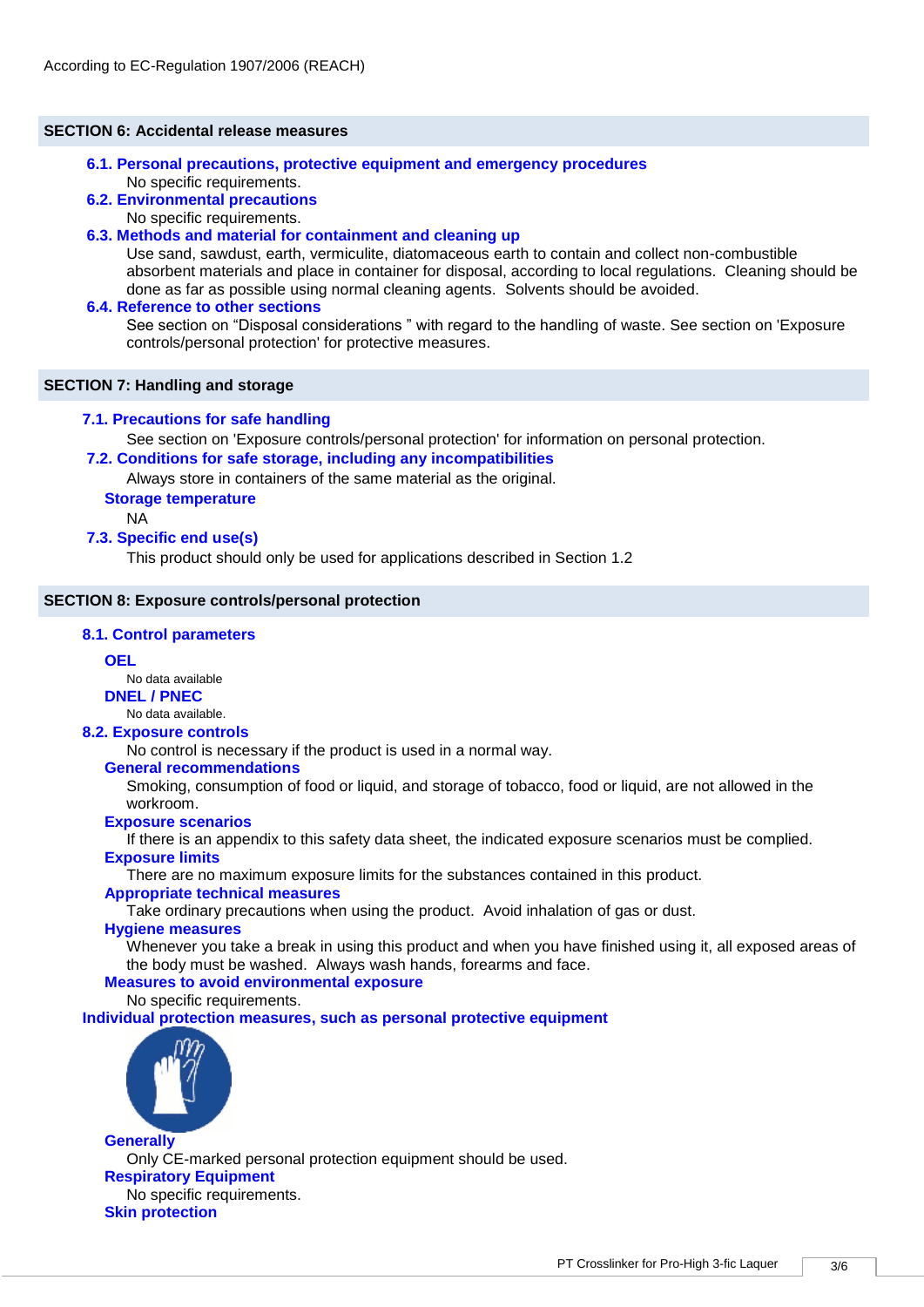According to EC-Regulation 1907/2006 (REACH)

## SECTION 6: Accidental release measures

### 6.1. Personal precautions, protective equipment and emergency procedures

No specific requirements.

### 6.2. Environmental precautions

No specific requirements.

### 6.3. Methods and material for containment and cleaning up

Use sand, sawdust, earth, vermiculite, diatomaceous earth to contain and collect non-combustible absorbent materials and place in container for disposal, according to local regulations. Cleaning should be done as far as possible using normal cleaning agents. Solvents should be avoided.

### 6.4. Reference to other sections

See section on “Disposal considerations ” with regard to the handling of waste. See section on 'Exposure controls/personal protection' for protective measures.

## SECTION 7: Handling and storage

### 7.1. Precautions for safe handling

See section on 'Exposure controls/personal protection' for information on personal protection.

### 7.2. Conditions for safe storage, including any incompatibilities

Always store in containers of the same material as the original.

#### Storage temperature

NA

### 7.3. Specific end use(s)

This product should only be used for applications described in Section 1.2

## SECTION 8: Exposure controls/personal protection

### 8.1. Control parameters

#### OEL

No data available

#### DNEL / PNEC

No data available.

### 8.2. Exposure controls

No control is necessary if the product is used in a normal way.

#### General recommendations

Smoking, consumption of food or liquid, and storage of tobacco, food or liquid, are not allowed in the workroom.

#### Exposure scenarios

If there is an appendix to this safety data sheet, the indicated exposure scenarios must be complied.

#### Exposure limits

There are no maximum exposure limits for the substances contained in this product.

#### Appropriate technical measures

Take ordinary precautions when using the product. Avoid inhalation of gas or dust.

#### Hygiene measures

Whenever you take a break in using this product and when you have finished using it, all exposed areas of the body must be washed. Always wash hands, forearms and face.

#### Measures to avoid environmental exposure

No specific requirements.

### Individual protection measures, such as personal protective equipment

#### Generally

Only CE-marked personal protection equipment should be used.

#### Respiratory Equipment

No specific requirements.

#### Skin protection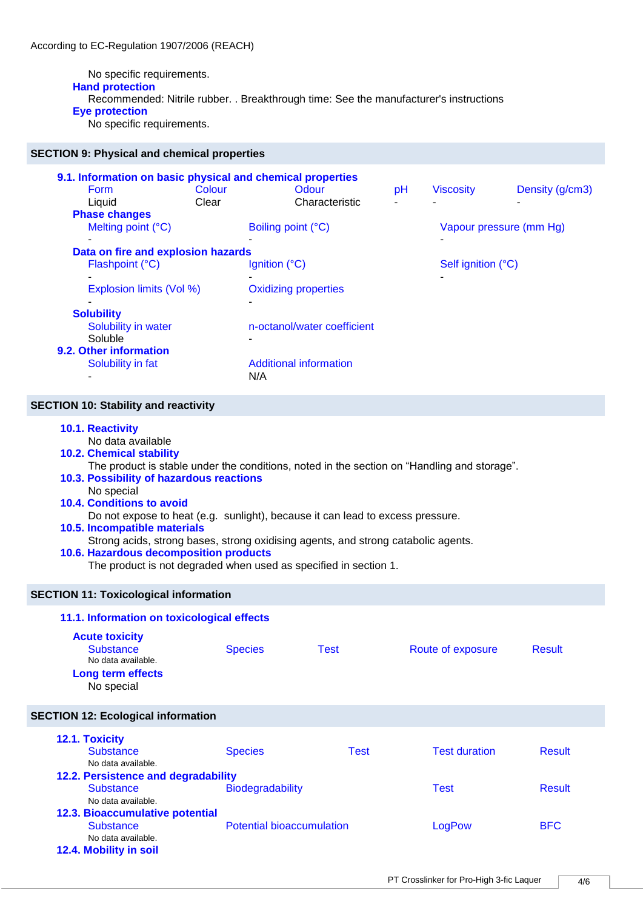No specific requirements.

**Hand protection**

Recommended: Nitrile rubber. . Breakthrough time: See the manufacturer's instructions

**Eye protection**

No specific requirements.

## SECTION 9: Physical and chemical properties

### 9.1. Information on basic physical and chemical properties

| Form | Colour | Odour | pH | Viscosity | Density (g/cm3) |
| --- | --- | --- | --- | --- | --- |
| Liquid | Clear | Characteristic | - | - | - |

**Phase changes**

| Melting point (°C) | Boiling point (°C) | Vapour pressure (mm Hg) |
| --- | --- | --- |
| - | - | - |

**Data on fire and explosion hazards**

| Flashpoint (°C) | Ignition (°C) | Self ignition (°C) |
| --- | --- | --- |
| - | - | - |

| Explosion limits (Vol %) | Oxidizing properties |
| --- | --- |
| - | - |

**Solubility**

| Solubility in water | n-octanol/water coefficient |
| --- | --- |
| Soluble | - |

### 9.2. Other information

| Solubility in fat | Additional information |
| --- | --- |
| - | N/A |

## SECTION 10: Stability and reactivity

### 10.1. Reactivity

No data available

### 10.2. Chemical stability

The product is stable under the conditions, noted in the section on “Handling and storage”.

### 10.3. Possibility of hazardous reactions

No special

### 10.4. Conditions to avoid

Do not expose to heat (e.g. sunlight), because it can lead to excess pressure.

### 10.5. Incompatible materials

Strong acids, strong bases, strong oxidising agents, and strong catabolic agents.

### 10.6. Hazardous decomposition products

The product is not degraded when used as specified in section 1.

## SECTION 11: Toxicological information

### 11.1. Information on toxicological effects

**Acute toxicity**

| Substance | Species | Test | Route of exposure | Result |
| --- | --- | --- | --- | --- |

No data available.

**Long term effects**

No special

## SECTION 12: Ecological information

### 12.1. Toxicity

| Substance | Species | Test | Test duration | Result |
| --- | --- | --- | --- | --- |

No data available.

### 12.2. Persistence and degradability

| Substance | Biodegradability | Test | Result |
| --- | --- | --- | --- |

No data available.

### 12.3. Bioaccumulative potential

| Substance | Potential bioaccumulation | LogPow | BFC |
| --- | --- | --- | --- |

No data available.

### 12.4. Mobility in soil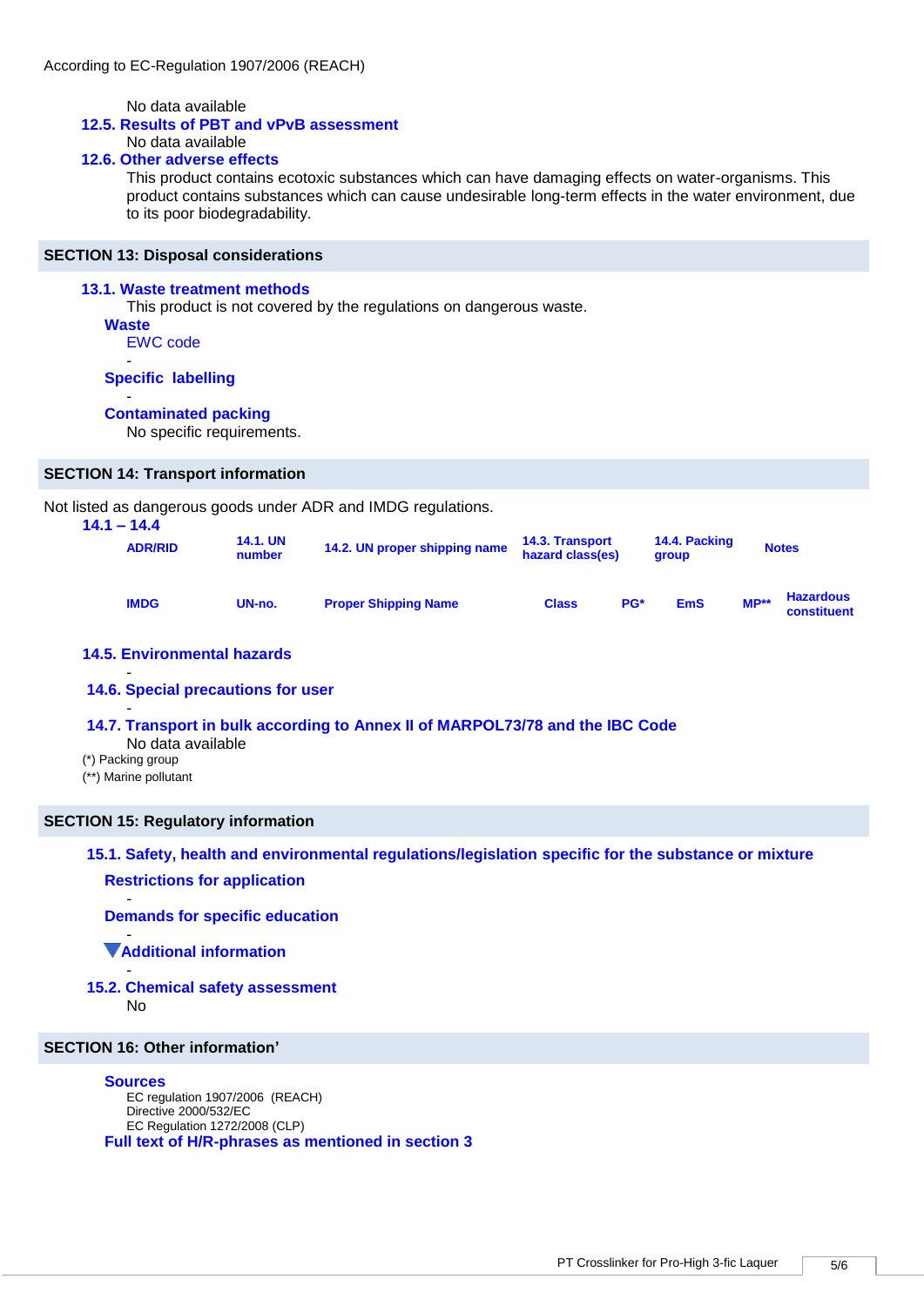No data available

### 12.5. Results of PBT and vPvB assessment

No data available

### 12.6. Other adverse effects

This product contains ecotoxic substances which can have damaging effects on water-organisms. This product contains substances which can cause undesirable long-term effects in the water environment, due to its poor biodegradability.

## SECTION 13: Disposal considerations

### 13.1. Waste treatment methods

This product is not covered by the regulations on dangerous waste.

**Waste**

EWC code

-

**Specific labelling**

-

**Contaminated packing**

No specific requirements.

## SECTION 14: Transport information

Not listed as dangerous goods under ADR and IMDG regulations.

### 14.1 – 14.4

| ADR/RID | 14.1. UN number | 14.2. UN proper shipping name | 14.3. Transport hazard class(es) | | 14.4. Packing group | | Notes |
|---|---|---|---|---|---|---|---|
| IMDG | UN-no. | Proper Shipping Name | Class | PG* | EmS | MP** | Hazardous constituent |

### 14.5. Environmental hazards

-

### 14.6. Special precautions for user

-

### 14.7. Transport in bulk according to Annex II of MARPOL73/78 and the IBC Code

No data available

(*) Packing group

(**) Marine pollutant

## SECTION 15: Regulatory information

### 15.1. Safety, health and environmental regulations/legislation specific for the substance or mixture

**Restrictions for application**

-

**Demands for specific education**

-

**Additional information**

-

### 15.2. Chemical safety assessment

No

## SECTION 16: Other information'

**Sources**

EC regulation 1907/2006 (REACH)
Directive 2000/532/EC
EC Regulation 1272/2008 (CLP)

**Full text of H/R-phrases as mentioned in section 3**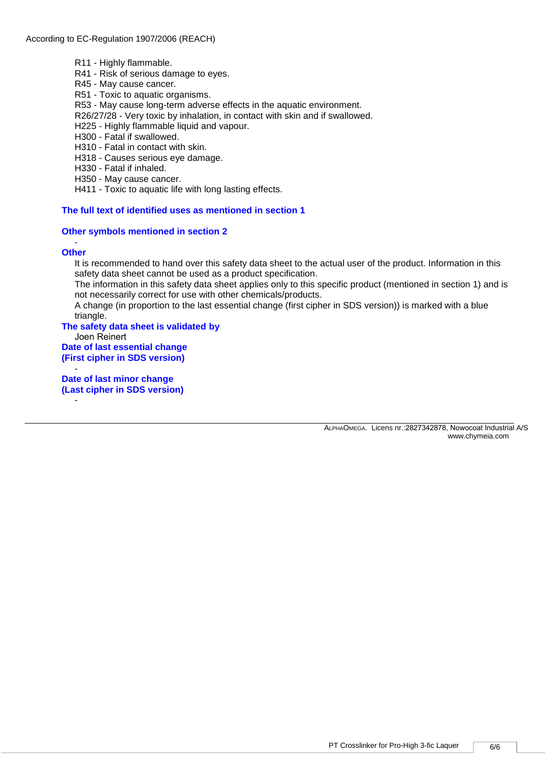R11 - Highly flammable.
R41 - Risk of serious damage to eyes.
R45 - May cause cancer.
R51 - Toxic to aquatic organisms.
R53 - May cause long-term adverse effects in the aquatic environment.
R26/27/28 - Very toxic by inhalation, in contact with skin and if swallowed.
H225 - Highly flammable liquid and vapour.
H300 - Fatal if swallowed.
H310 - Fatal in contact with skin.
H318 - Causes serious eye damage.
H330 - Fatal if inhaled.
H350 - May cause cancer.
H411 - Toxic to aquatic life with long lasting effects.

**The full text of identified uses as mentioned in section 1**

**Other symbols mentioned in section 2**

-

**Other**

It is recommended to hand over this safety data sheet to the actual user of the product. Information in this safety data sheet cannot be used as a product specification.
The information in this safety data sheet applies only to this specific product (mentioned in section 1) and is not necessarily correct for use with other chemicals/products.
A change (in proportion to the last essential change (first cipher in SDS version)) is marked with a blue triangle.

**The safety data sheet is validated by**

Joen Reinert

**Date of last essential change**
**(First cipher in SDS version)**

-

**Date of last minor change**
**(Last cipher in SDS version)**

-

ALPHAOMEGA. Licens nr.:2827342878, Nowocoat Industrial A/S
www.chymeia.com